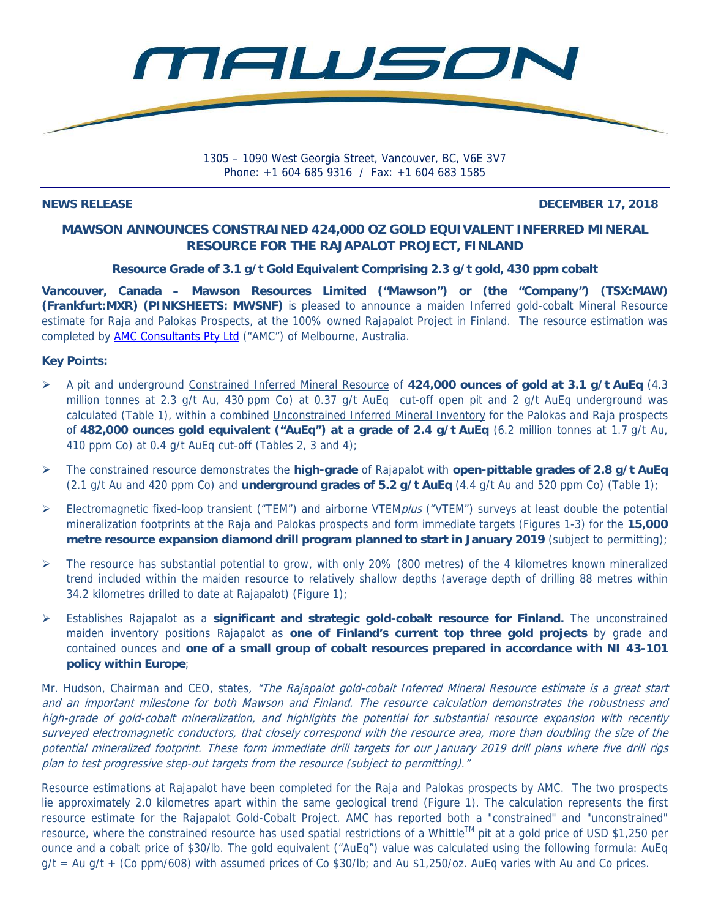# MAWSON

1305 – 1090 West Georgia Street, Vancouver, BC, V6E 3V7
Phone: +1 604 685 9316 / Fax: +1 604 683 1585

**NEWS RELEASE** **DECEMBER 17, 2018**

## MAWSON ANNOUNCES CONSTRAINED 424,000 OZ GOLD EQUIVALENT INFERRED MINERAL RESOURCE FOR THE RAJAPALOT PROJECT, FINLAND

**Resource Grade of 3.1 g/t Gold Equivalent Comprising 2.3 g/t gold, 430 ppm cobalt**

**Vancouver, Canada – Mawson Resources Limited ("Mawson") or (the "Company") (TSX:MAW) (Frankfurt:MXR) (PINKSHEETS: MWSNF)** is pleased to announce a maiden Inferred gold-cobalt Mineral Resource estimate for Raja and Palokas Prospects, at the 100% owned Rajapalot Project in Finland. The resource estimation was completed by AMC Consultants Pty Ltd ("AMC") of Melbourne, Australia.

**Key Points:**

- A pit and underground Constrained Inferred Mineral Resource of **424,000 ounces of gold at 3.1 g/t AuEq** (4.3 million tonnes at 2.3 g/t Au, 430 ppm Co) at 0.37 g/t AuEq cut-off open pit and 2 g/t AuEq underground was calculated (Table 1), within a combined Unconstrained Inferred Mineral Inventory for the Palokas and Raja prospects of **482,000 ounces gold equivalent ("AuEq") at a grade of 2.4 g/t AuEq** (6.2 million tonnes at 1.7 g/t Au, 410 ppm Co) at 0.4 g/t AuEq cut-off (Tables 2, 3 and 4);
- The constrained resource demonstrates the **high-grade** of Rajapalot with **open-pittable grades of 2.8 g/t AuEq** (2.1 g/t Au and 420 ppm Co) and **underground grades of 5.2 g/t AuEq** (4.4 g/t Au and 520 ppm Co) (Table 1);
- Electromagnetic fixed-loop transient ("TEM") and airborne VTEM*plus* ("VTEM") surveys at least double the potential mineralization footprints at the Raja and Palokas prospects and form immediate targets (Figures 1-3) for the **15,000 metre resource expansion diamond drill program planned to start in January 2019** (subject to permitting);
- The resource has substantial potential to grow, with only 20% (800 metres) of the 4 kilometres known mineralized trend included within the maiden resource to relatively shallow depths (average depth of drilling 88 metres within 34.2 kilometres drilled to date at Rajapalot) (Figure 1);
- Establishes Rajapalot as a **significant and strategic gold-cobalt resource for Finland.** The unconstrained maiden inventory positions Rajapalot as **one of Finland's current top three gold projects** by grade and contained ounces and **one of a small group of cobalt resources prepared in accordance with NI 43-101 policy within Europe**;

Mr. Hudson, Chairman and CEO, states, *"The Rajapalot gold-cobalt Inferred Mineral Resource estimate is a great start and an important milestone for both Mawson and Finland. The resource calculation demonstrates the robustness and high-grade of gold-cobalt mineralization, and highlights the potential for substantial resource expansion with recently surveyed electromagnetic conductors, that closely correspond with the resource area, more than doubling the size of the potential mineralized footprint. These form immediate drill targets for our January 2019 drill plans where five drill rigs plan to test progressive step-out targets from the resource (subject to permitting)."*

Resource estimations at Rajapalot have been completed for the Raja and Palokas prospects by AMC. The two prospects lie approximately 2.0 kilometres apart within the same geological trend (Figure 1). The calculation represents the first resource estimate for the Rajapalot Gold-Cobalt Project. AMC has reported both a "constrained" and "unconstrained" resource, where the constrained resource has used spatial restrictions of a Whittle™ pit at a gold price of USD $1,250 per ounce and a cobalt price of $30/lb. The gold equivalent ("AuEq") value was calculated using the following formula: AuEq g/t = Au g/t + (Co ppm/608) with assumed prices of Co $30/lb; and Au $1,250/oz. AuEq varies with Au and Co prices.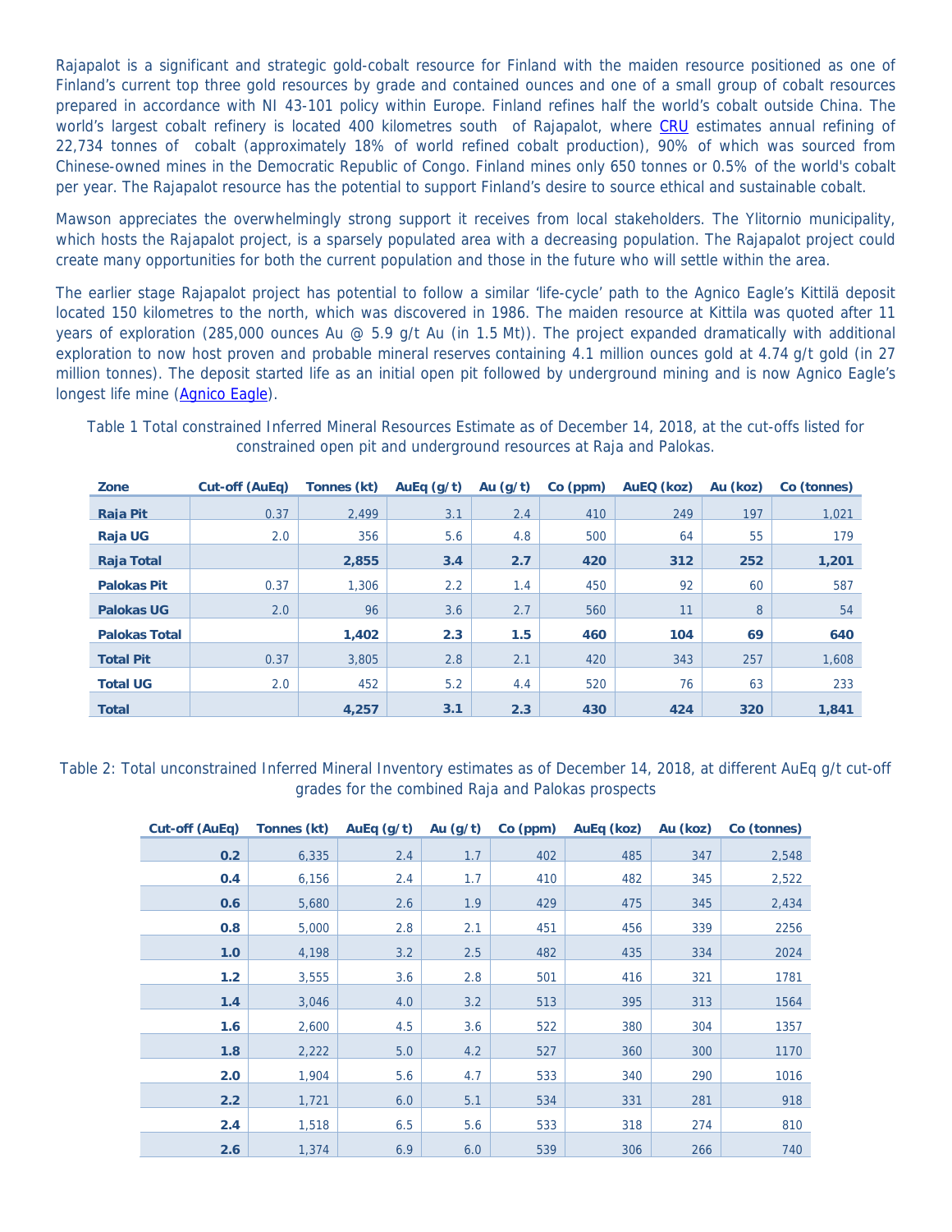Rajapalot is a significant and strategic gold-cobalt resource for Finland with the maiden resource positioned as one of Finland's current top three gold resources by grade and contained ounces and one of a small group of cobalt resources prepared in accordance with NI 43-101 policy within Europe. Finland refines half the world's cobalt outside China. The world's largest cobalt refinery is located 400 kilometres south of Rajapalot, where CRU estimates annual refining of 22,734 tonnes of cobalt (approximately 18% of world refined cobalt production), 90% of which was sourced from Chinese-owned mines in the Democratic Republic of Congo. Finland mines only 650 tonnes or 0.5% of the world's cobalt per year. The Rajapalot resource has the potential to support Finland's desire to source ethical and sustainable cobalt.

Mawson appreciates the overwhelmingly strong support it receives from local stakeholders. The Ylitornio municipality, which hosts the Rajapalot project, is a sparsely populated area with a decreasing population. The Rajapalot project could create many opportunities for both the current population and those in the future who will settle within the area.

The earlier stage Rajapalot project has potential to follow a similar 'life-cycle' path to the Agnico Eagle's Kittilä deposit located 150 kilometres to the north, which was discovered in 1986. The maiden resource at Kittila was quoted after 11 years of exploration (285,000 ounces Au @ 5.9 g/t Au (in 1.5 Mt)). The project expanded dramatically with additional exploration to now host proven and probable mineral reserves containing 4.1 million ounces gold at 4.74 g/t gold (in 27 million tonnes). The deposit started life as an initial open pit followed by underground mining and is now Agnico Eagle's longest life mine (Agnico Eagle).

Table 1 Total constrained Inferred Mineral Resources Estimate as of December 14, 2018, at the cut-offs listed for constrained open pit and underground resources at Raja and Palokas.

| Zone | Cut-off (AuEq) | Tonnes (kt) | AuEq (g/t) | Au (g/t) | Co (ppm) | AuEQ (koz) | Au (koz) | Co (tonnes) |
|---|---|---|---|---|---|---|---|---|
| **Raja Pit** | 0.37 | 2,499 | 3.1 | 2.4 | 410 | 249 | 197 | 1,021 |
| **Raja UG** | 2.0 | 356 | 5.6 | 4.8 | 500 | 64 | 55 | 179 |
| **Raja Total** | | **2,855** | **3.4** | **2.7** | **420** | **312** | **252** | **1,201** |
| **Palokas Pit** | 0.37 | 1,306 | 2.2 | 1.4 | 450 | 92 | 60 | 587 |
| **Palokas UG** | 2.0 | 96 | 3.6 | 2.7 | 560 | 11 | 8 | 54 |
| **Palokas Total** | | **1,402** | **2.3** | **1.5** | **460** | **104** | **69** | **640** |
| **Total Pit** | 0.37 | 3,805 | 2.8 | 2.1 | 420 | 343 | 257 | 1,608 |
| **Total UG** | 2.0 | 452 | 5.2 | 4.4 | 520 | 76 | 63 | 233 |
| **Total** | | **4,257** | **3.1** | **2.3** | **430** | **424** | **320** | **1,841** |

Table 2: Total unconstrained Inferred Mineral Inventory estimates as of December 14, 2018, at different AuEq g/t cut-off grades for the combined Raja and Palokas prospects

| Cut-off (AuEq) | Tonnes (kt) | AuEq (g/t) | Au (g/t) | Co (ppm) | AuEq (koz) | Au (koz) | Co (tonnes) |
|---|---|---|---|---|---|---|---|
| **0.2** | 6,335 | 2.4 | 1.7 | 402 | 485 | 347 | 2,548 |
| **0.4** | 6,156 | 2.4 | 1.7 | 410 | 482 | 345 | 2,522 |
| **0.6** | 5,680 | 2.6 | 1.9 | 429 | 475 | 345 | 2,434 |
| **0.8** | 5,000 | 2.8 | 2.1 | 451 | 456 | 339 | 2256 |
| **1.0** | 4,198 | 3.2 | 2.5 | 482 | 435 | 334 | 2024 |
| **1.2** | 3,555 | 3.6 | 2.8 | 501 | 416 | 321 | 1781 |
| **1.4** | 3,046 | 4.0 | 3.2 | 513 | 395 | 313 | 1564 |
| **1.6** | 2,600 | 4.5 | 3.6 | 522 | 380 | 304 | 1357 |
| **1.8** | 2,222 | 5.0 | 4.2 | 527 | 360 | 300 | 1170 |
| **2.0** | 1,904 | 5.6 | 4.7 | 533 | 340 | 290 | 1016 |
| **2.2** | 1,721 | 6.0 | 5.1 | 534 | 331 | 281 | 918 |
| **2.4** | 1,518 | 6.5 | 5.6 | 533 | 318 | 274 | 810 |
| **2.6** | 1,374 | 6.9 | 6.0 | 539 | 306 | 266 | 740 |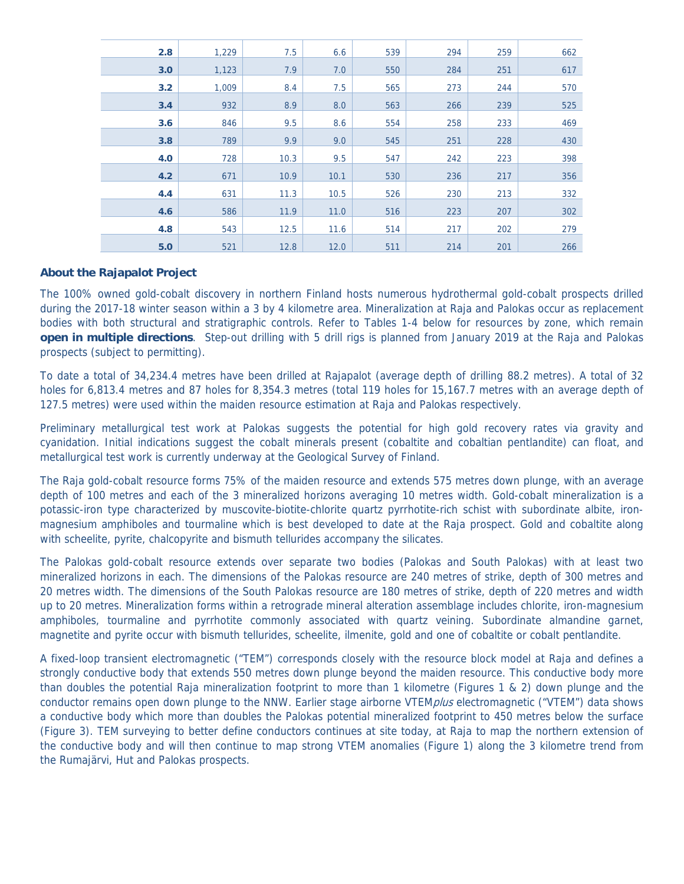| 2.8 | 1,229 | 7.5 | 6.6 | 539 | 294 | 259 | 662 |
|---|---|---|---|---|---|---|---|
| 3.0 | 1,123 | 7.9 | 7.0 | 550 | 284 | 251 | 617 |
| 3.2 | 1,009 | 8.4 | 7.5 | 565 | 273 | 244 | 570 |
| 3.4 | 932 | 8.9 | 8.0 | 563 | 266 | 239 | 525 |
| 3.6 | 846 | 9.5 | 8.6 | 554 | 258 | 233 | 469 |
| 3.8 | 789 | 9.9 | 9.0 | 545 | 251 | 228 | 430 |
| 4.0 | 728 | 10.3 | 9.5 | 547 | 242 | 223 | 398 |
| 4.2 | 671 | 10.9 | 10.1 | 530 | 236 | 217 | 356 |
| 4.4 | 631 | 11.3 | 10.5 | 526 | 230 | 213 | 332 |
| 4.6 | 586 | 11.9 | 11.0 | 516 | 223 | 207 | 302 |
| 4.8 | 543 | 12.5 | 11.6 | 514 | 217 | 202 | 279 |
| 5.0 | 521 | 12.8 | 12.0 | 511 | 214 | 201 | 266 |

## About the Rajapalot Project

The 100% owned gold-cobalt discovery in northern Finland hosts numerous hydrothermal gold-cobalt prospects drilled during the 2017-18 winter season within a 3 by 4 kilometre area. Mineralization at Raja and Palokas occur as replacement bodies with both structural and stratigraphic controls. Refer to Tables 1-4 below for resources by zone, which remain **open in multiple directions**. Step-out drilling with 5 drill rigs is planned from January 2019 at the Raja and Palokas prospects (subject to permitting).

To date a total of 34,234.4 metres have been drilled at Rajapalot (average depth of drilling 88.2 metres). A total of 32 holes for 6,813.4 metres and 87 holes for 8,354.3 metres (total 119 holes for 15,167.7 metres with an average depth of 127.5 metres) were used within the maiden resource estimation at Raja and Palokas respectively.

Preliminary metallurgical test work at Palokas suggests the potential for high gold recovery rates via gravity and cyanidation. Initial indications suggest the cobalt minerals present (cobaltite and cobaltian pentlandite) can float, and metallurgical test work is currently underway at the Geological Survey of Finland.

The Raja gold-cobalt resource forms 75% of the maiden resource and extends 575 metres down plunge, with an average depth of 100 metres and each of the 3 mineralized horizons averaging 10 metres width. Gold-cobalt mineralization is a potassic-iron type characterized by muscovite-biotite-chlorite quartz pyrrhotite-rich schist with subordinate albite, iron-magnesium amphiboles and tourmaline which is best developed to date at the Raja prospect. Gold and cobaltite along with scheelite, pyrite, chalcopyrite and bismuth tellurides accompany the silicates.

The Palokas gold-cobalt resource extends over separate two bodies (Palokas and South Palokas) with at least two mineralized horizons in each. The dimensions of the Palokas resource are 240 metres of strike, depth of 300 metres and 20 metres width. The dimensions of the South Palokas resource are 180 metres of strike, depth of 220 metres and width up to 20 metres. Mineralization forms within a retrograde mineral alteration assemblage includes chlorite, iron-magnesium amphiboles, tourmaline and pyrrhotite commonly associated with quartz veining. Subordinate almandine garnet, magnetite and pyrite occur with bismuth tellurides, scheelite, ilmenite, gold and one of cobaltite or cobalt pentlandite.

A fixed-loop transient electromagnetic ("TEM") corresponds closely with the resource block model at Raja and defines a strongly conductive body that extends 550 metres down plunge beyond the maiden resource. This conductive body more than doubles the potential Raja mineralization footprint to more than 1 kilometre (Figures 1 & 2) down plunge and the conductor remains open down plunge to the NNW. Earlier stage airborne VTEM*plus* electromagnetic ("VTEM") data shows a conductive body which more than doubles the Palokas potential mineralized footprint to 450 metres below the surface (Figure 3). TEM surveying to better define conductors continues at site today, at Raja to map the northern extension of the conductive body and will then continue to map strong VTEM anomalies (Figure 1) along the 3 kilometre trend from the Rumajärvi, Hut and Palokas prospects.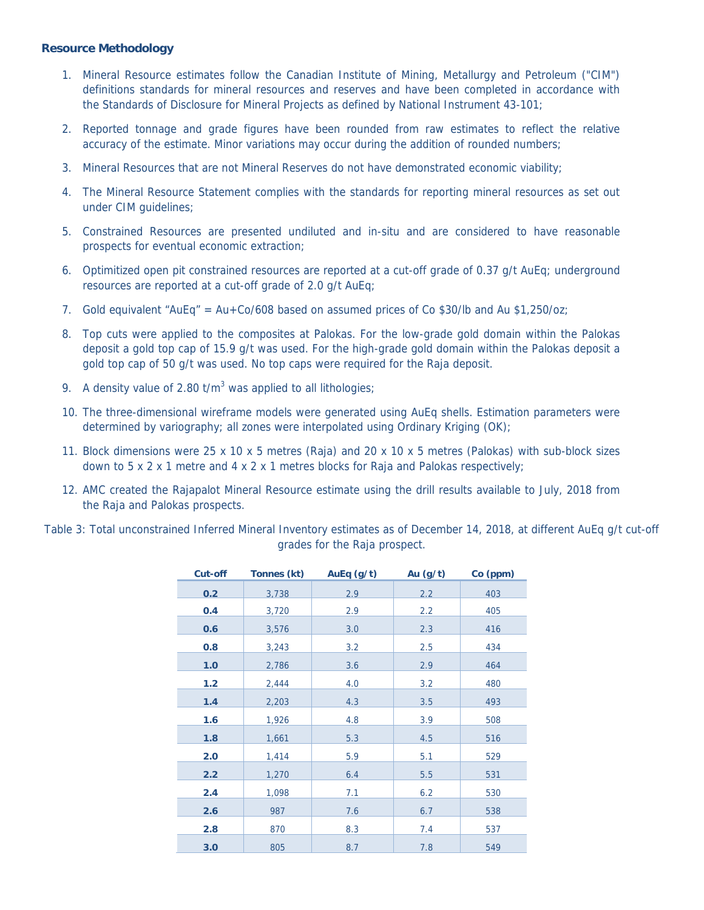### Resource Methodology

1. Mineral Resource estimates follow the Canadian Institute of Mining, Metallurgy and Petroleum ("CIM") definitions standards for mineral resources and reserves and have been completed in accordance with the Standards of Disclosure for Mineral Projects as defined by National Instrument 43-101;
2. Reported tonnage and grade figures have been rounded from raw estimates to reflect the relative accuracy of the estimate. Minor variations may occur during the addition of rounded numbers;
3. Mineral Resources that are not Mineral Reserves do not have demonstrated economic viability;
4. The Mineral Resource Statement complies with the standards for reporting mineral resources as set out under CIM guidelines;
5. Constrained Resources are presented undiluted and in-situ and are considered to have reasonable prospects for eventual economic extraction;
6. Optimized open pit constrained resources are reported at a cut-off grade of 0.37 g/t AuEq; underground resources are reported at a cut-off grade of 2.0 g/t AuEq;
7. Gold equivalent "AuEq" = Au+Co/608 based on assumed prices of Co $30/lb and Au $1,250/oz;
8. Top cuts were applied to the composites at Palokas. For the low-grade gold domain within the Palokas deposit a gold top cap of 15.9 g/t was used. For the high-grade gold domain within the Palokas deposit a gold top cap of 50 g/t was used. No top caps were required for the Raja deposit.
9. A density value of 2.80 t/m$^3$ was applied to all lithologies;
10. The three-dimensional wireframe models were generated using AuEq shells. Estimation parameters were determined by variography; all zones were interpolated using Ordinary Kriging (OK);
11. Block dimensions were 25 x 10 x 5 metres (Raja) and 20 x 10 x 5 metres (Palokas) with sub-block sizes down to 5 x 2 x 1 metre and 4 x 2 x 1 metres blocks for Raja and Palokas respectively;
12. AMC created the Rajapalot Mineral Resource estimate using the drill results available to July, 2018 from the Raja and Palokas prospects.

Table 3: Total unconstrained Inferred Mineral Inventory estimates as of December 14, 2018, at different AuEq g/t cut-off grades for the Raja prospect.

| Cut-off | Tonnes (kt) | AuEq (g/t) | Au (g/t) | Co (ppm) |
|---|---|---|---|---|
| **0.2** | 3,738 | 2.9 | 2.2 | 403 |
| **0.4** | 3,720 | 2.9 | 2.2 | 405 |
| **0.6** | 3,576 | 3.0 | 2.3 | 416 |
| **0.8** | 3,243 | 3.2 | 2.5 | 434 |
| **1.0** | 2,786 | 3.6 | 2.9 | 464 |
| **1.2** | 2,444 | 4.0 | 3.2 | 480 |
| **1.4** | 2,203 | 4.3 | 3.5 | 493 |
| **1.6** | 1,926 | 4.8 | 3.9 | 508 |
| **1.8** | 1,661 | 5.3 | 4.5 | 516 |
| **2.0** | 1,414 | 5.9 | 5.1 | 529 |
| **2.2** | 1,270 | 6.4 | 5.5 | 531 |
| **2.4** | 1,098 | 7.1 | 6.2 | 530 |
| **2.6** | 987 | 7.6 | 6.7 | 538 |
| **2.8** | 870 | 8.3 | 7.4 | 537 |
| **3.0** | 805 | 8.7 | 7.8 | 549 |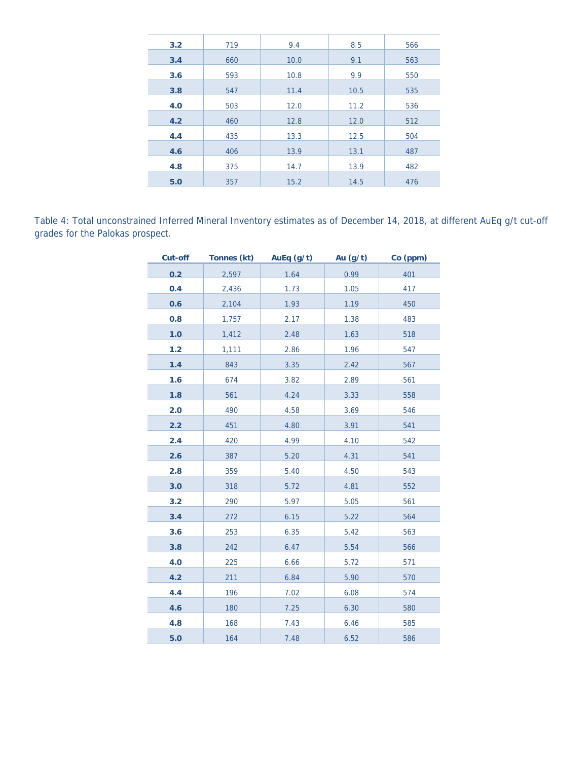| | | | | |
|---|---|---|---|---|
| **3.2** | 719 | 9.4 | 8.5 | 566 |
| **3.4** | 660 | 10.0 | 9.1 | 563 |
| **3.6** | 593 | 10.8 | 9.9 | 550 |
| **3.8** | 547 | 11.4 | 10.5 | 535 |
| **4.0** | 503 | 12.0 | 11.2 | 536 |
| **4.2** | 460 | 12.8 | 12.0 | 512 |
| **4.4** | 435 | 13.3 | 12.5 | 504 |
| **4.6** | 406 | 13.9 | 13.1 | 487 |
| **4.8** | 375 | 14.7 | 13.9 | 482 |
| **5.0** | 357 | 15.2 | 14.5 | 476 |

Table 4: Total unconstrained Inferred Mineral Inventory estimates as of December 14, 2018, at different AuEq g/t cut-off grades for the Palokas prospect.

| Cut-off | Tonnes (kt) | AuEq (g/t) | Au (g/t) | Co (ppm) |
|---|---|---|---|---|
| **0.2** | 2,597 | 1.64 | 0.99 | 401 |
| **0.4** | 2,436 | 1.73 | 1.05 | 417 |
| **0.6** | 2,104 | 1.93 | 1.19 | 450 |
| **0.8** | 1,757 | 2.17 | 1.38 | 483 |
| **1.0** | 1,412 | 2.48 | 1.63 | 518 |
| **1.2** | 1,111 | 2.86 | 1.96 | 547 |
| **1.4** | 843 | 3.35 | 2.42 | 567 |
| **1.6** | 674 | 3.82 | 2.89 | 561 |
| **1.8** | 561 | 4.24 | 3.33 | 558 |
| **2.0** | 490 | 4.58 | 3.69 | 546 |
| **2.2** | 451 | 4.80 | 3.91 | 541 |
| **2.4** | 420 | 4.99 | 4.10 | 542 |
| **2.6** | 387 | 5.20 | 4.31 | 541 |
| **2.8** | 359 | 5.40 | 4.50 | 543 |
| **3.0** | 318 | 5.72 | 4.81 | 552 |
| **3.2** | 290 | 5.97 | 5.05 | 561 |
| **3.4** | 272 | 6.15 | 5.22 | 564 |
| **3.6** | 253 | 6.35 | 5.42 | 563 |
| **3.8** | 242 | 6.47 | 5.54 | 566 |
| **4.0** | 225 | 6.66 | 5.72 | 571 |
| **4.2** | 211 | 6.84 | 5.90 | 570 |
| **4.4** | 196 | 7.02 | 6.08 | 574 |
| **4.6** | 180 | 7.25 | 6.30 | 580 |
| **4.8** | 168 | 7.43 | 6.46 | 585 |
| **5.0** | 164 | 7.48 | 6.52 | 586 |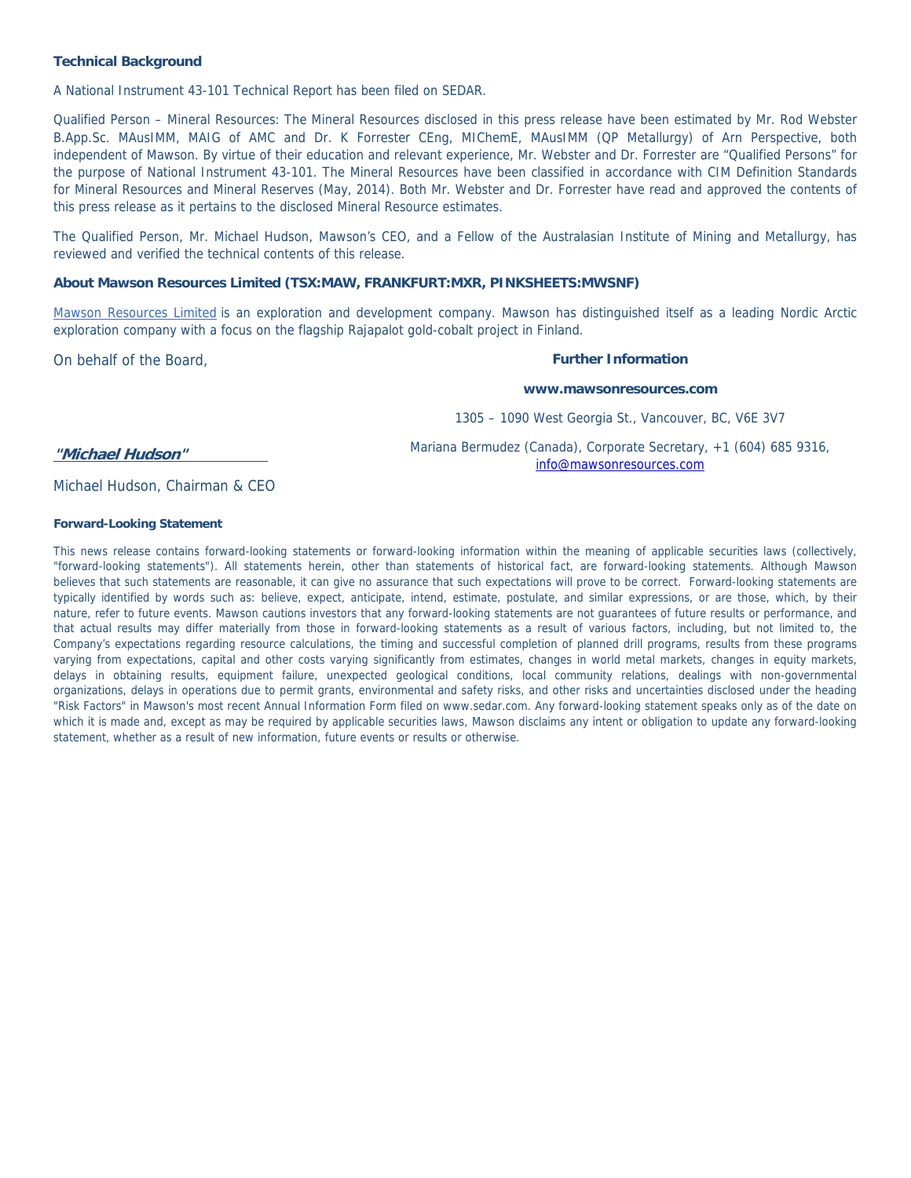### Technical Background

A National Instrument 43-101 Technical Report has been filed on SEDAR.

Qualified Person – Mineral Resources: The Mineral Resources disclosed in this press release have been estimated by Mr. Rod Webster B.App.Sc. MAusIMM, MAIG of AMC and Dr. K Forrester CEng, MIChemE, MAusIMM (QP Metallurgy) of Arn Perspective, both independent of Mawson. By virtue of their education and relevant experience, Mr. Webster and Dr. Forrester are "Qualified Persons" for the purpose of National Instrument 43-101. The Mineral Resources have been classified in accordance with CIM Definition Standards for Mineral Resources and Mineral Reserves (May, 2014). Both Mr. Webster and Dr. Forrester have read and approved the contents of this press release as it pertains to the disclosed Mineral Resource estimates.

The Qualified Person, Mr. Michael Hudson, Mawson's CEO, and a Fellow of the Australasian Institute of Mining and Metallurgy, has reviewed and verified the technical contents of this release.

### About Mawson Resources Limited (TSX:MAW, FRANKFURT:MXR, PINKSHEETS:MWSNF)

Mawson Resources Limited is an exploration and development company. Mawson has distinguished itself as a leading Nordic Arctic exploration company with a focus on the flagship Rajapalot gold-cobalt project in Finland.

On behalf of the Board,

***"Michael Hudson"***

Michael Hudson, Chairman & CEO

**Further Information**

**www.mawsonresources.com**

1305 – 1090 West Georgia St., Vancouver, BC, V6E 3V7

Mariana Bermudez (Canada), Corporate Secretary, +1 (604) 685 9316, info@mawsonresources.com

#### Forward-Looking Statement

This news release contains forward-looking statements or forward-looking information within the meaning of applicable securities laws (collectively, "forward-looking statements"). All statements herein, other than statements of historical fact, are forward-looking statements. Although Mawson believes that such statements are reasonable, it can give no assurance that such expectations will prove to be correct. Forward-looking statements are typically identified by words such as: believe, expect, anticipate, intend, estimate, postulate, and similar expressions, or are those, which, by their nature, refer to future events. Mawson cautions investors that any forward-looking statements are not guarantees of future results or performance, and that actual results may differ materially from those in forward-looking statements as a result of various factors, including, but not limited to, the Company's expectations regarding resource calculations, the timing and successful completion of planned drill programs, results from these programs varying from expectations, capital and other costs varying significantly from estimates, changes in world metal markets, changes in equity markets, delays in obtaining results, equipment failure, unexpected geological conditions, local community relations, dealings with non-governmental organizations, delays in operations due to permit grants, environmental and safety risks, and other risks and uncertainties disclosed under the heading "Risk Factors" in Mawson's most recent Annual Information Form filed on www.sedar.com. Any forward-looking statement speaks only as of the date on which it is made and, except as may be required by applicable securities laws, Mawson disclaims any intent or obligation to update any forward-looking statement, whether as a result of new information, future events or results or otherwise.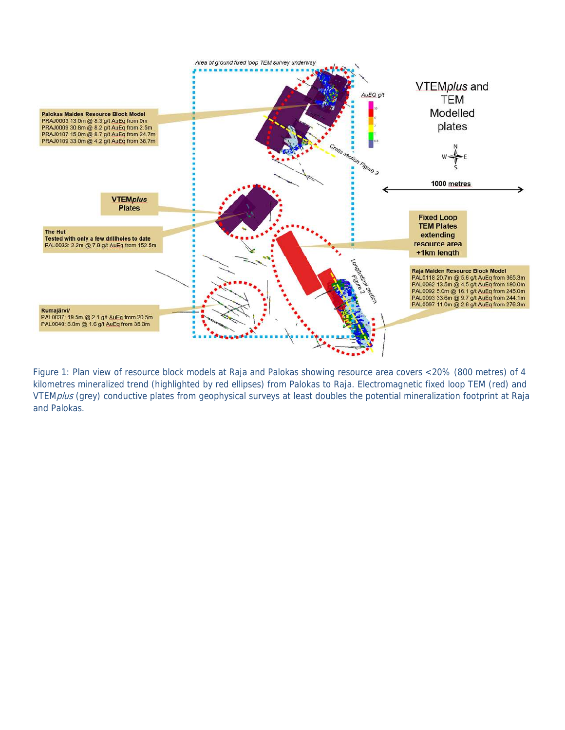Area of ground fixed loop TEM survey underway

**Palokas Maiden Resource Block Model**
PRAJ0003 13.0m @ 8.3 g/t AuEq from 0m
PRAJ0009 30.8m @ 8.2 g/t AuEq from 2.5m
PRAJ0107 15.0m @ 8.7 g/t AuEq from 24.7m
PRAJ0109 33.0m @ 4.2 g/t AuEq from 38.7m

AuEQ g/t

VTEM*plus* and TEM Modelled plates

Cross section Figure 3

1000 metres

**VTEM*plus* Plates**

**The Hut**
**Tested with only a few drillholes to date**
PAL0033: 2.2m @ 7.9 g/t AuEq from 152.5m

**Fixed Loop TEM Plates extending resource area +1km length**

Longitudinal section Figure 2

**Raja Maiden Resource Block Model**
PAL0118 20.7m @ 5.6 g/t AuEq from 365.3m
PAL0062 13.5m @ 4.5 g/t AuEq from 180.0m
PAL0092 5.0m @ 16.1 g/t AuEq from 245.0m
PAL0093 33.6m @ 9.7 g/t AuEq from 244.1m
PAL0097 11.0m @ 2.6 g/t AuEq from 276.3m

**Rumajärvi/**
PAL0037: 19.5m @ 2.1 g/t AuEq from 20.5m
PAL0040: 8.0m @ 1.6 g/t AuEq from 35.3m

Figure 1: Plan view of resource block models at Raja and Palokas showing resource area covers <20% (800 metres) of 4 kilometres mineralized trend (highlighted by red ellipses) from Palokas to Raja. Electromagnetic fixed loop TEM (red) and VTEM*plus* (grey) conductive plates from geophysical surveys at least doubles the potential mineralization footprint at Raja and Palokas.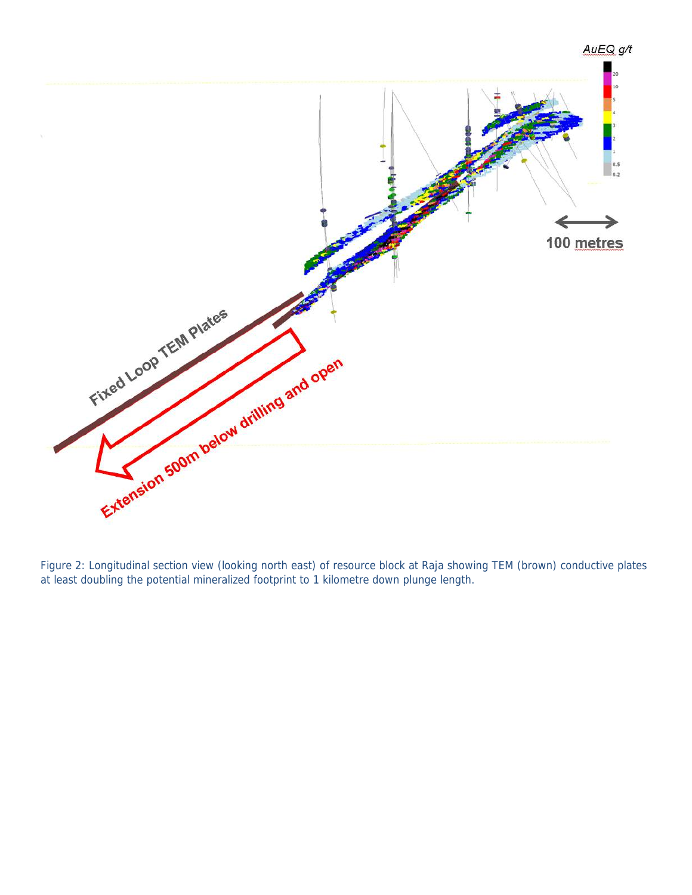Figure 2: Longitudinal section view (looking north east) of resource block at Raja showing TEM (brown) conductive plates at least doubling the potential mineralized footprint to 1 kilometre down plunge length.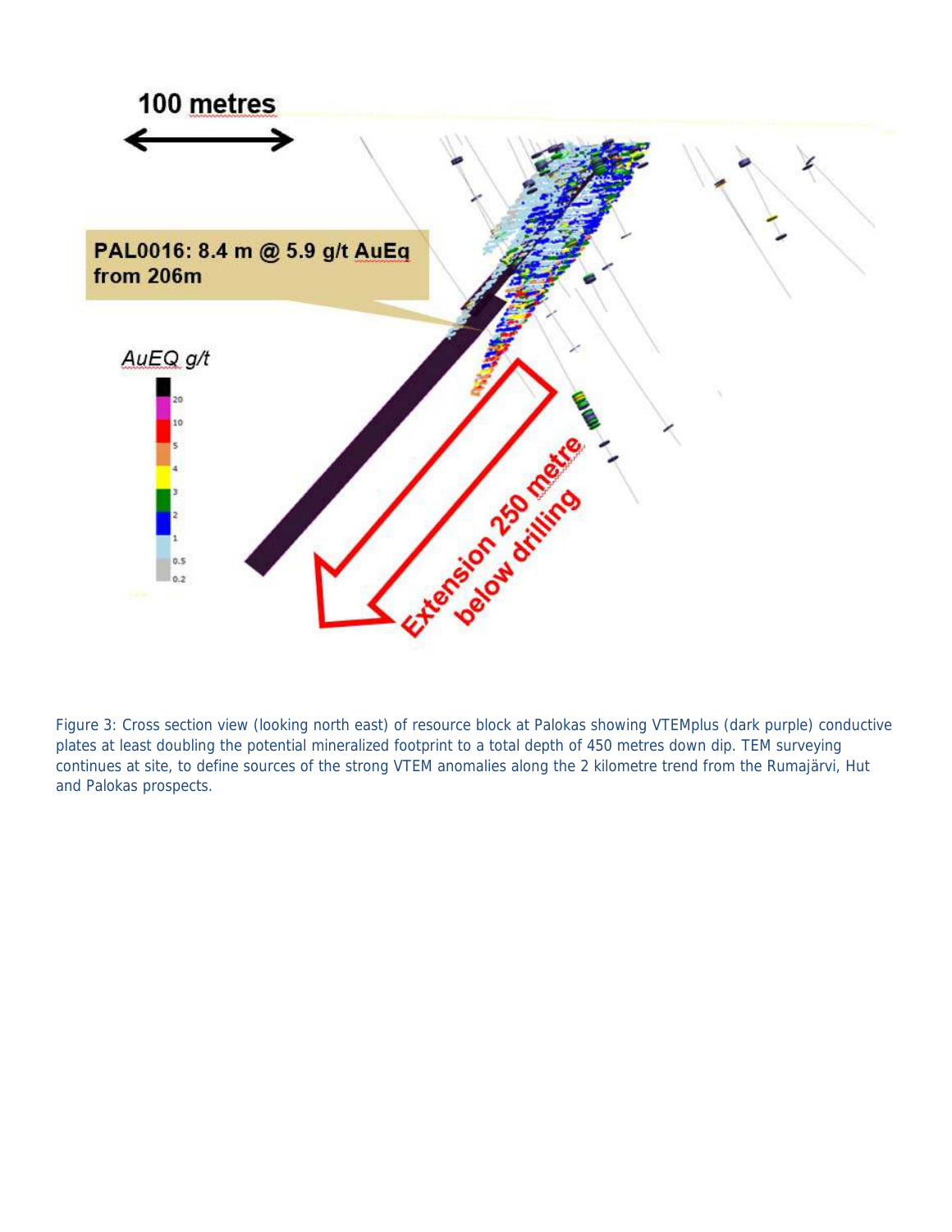100 metres

PAL0016: 8.4 m @ 5.9 g/t AuEq from 206m

AuEQ g/t

20

10

5

4

3

2

1

0.5

0.2

Extension 250 metre below drilling

Figure 3: Cross section view (looking north east) of resource block at Palokas showing VTEMplus (dark purple) conductive plates at least doubling the potential mineralized footprint to a total depth of 450 metres down dip. TEM surveying continues at site, to define sources of the strong VTEM anomalies along the 2 kilometre trend from the Rumajärvi, Hut and Palokas prospects.